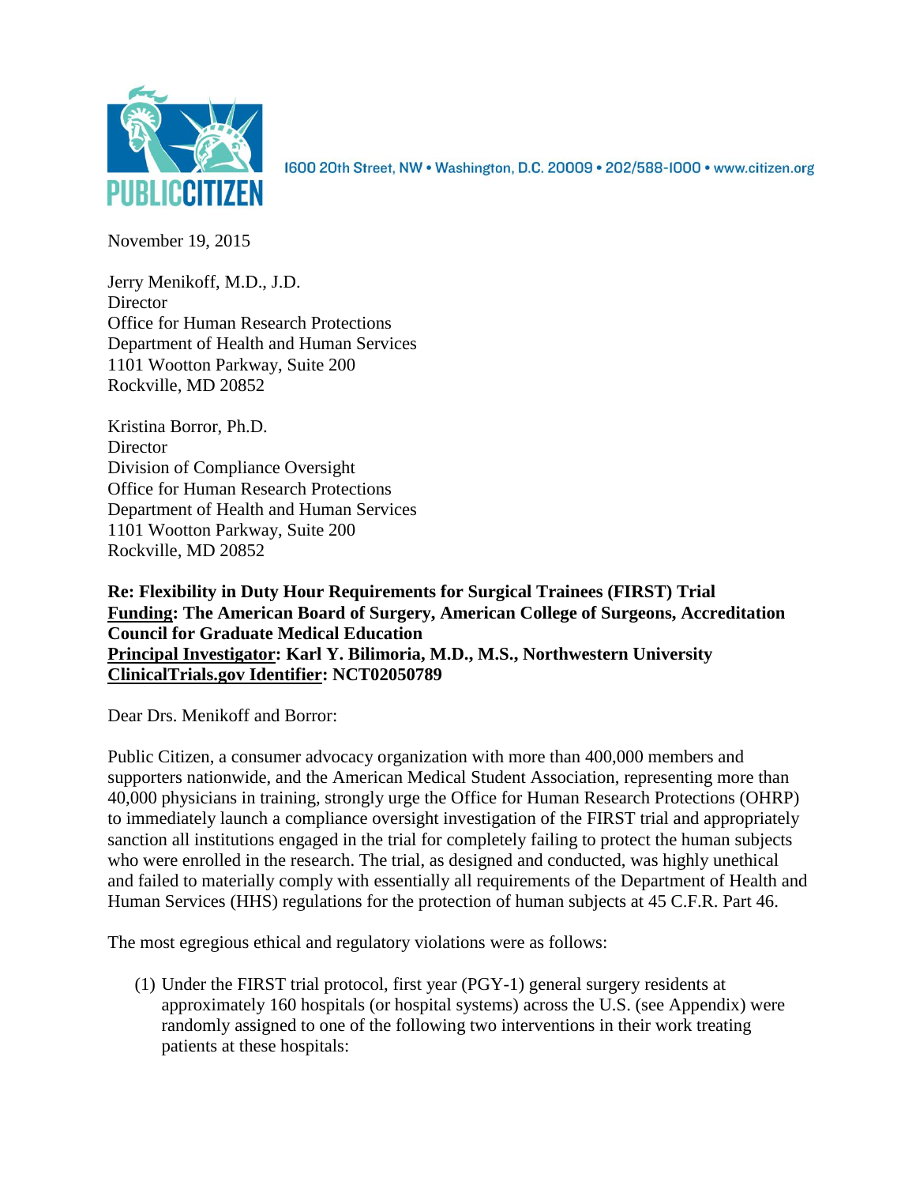PUBLIC CITIZEN

1600 20th Street, NW • Washington, D.C. 20009 • 202/588-1000 • www.citizen.org

November 19, 2015

Jerry Menikoff, M.D., J.D.
Director
Office for Human Research Protections
Department of Health and Human Services
1101 Wootton Parkway, Suite 200
Rockville, MD 20852

Kristina Borror, Ph.D.
Director
Division of Compliance Oversight
Office for Human Research Protections
Department of Health and Human Services
1101 Wootton Parkway, Suite 200
Rockville, MD 20852

**Re: Flexibility in Duty Hour Requirements for Surgical Trainees (FIRST) Trial**
**Funding: The American Board of Surgery, American College of Surgeons, Accreditation Council for Graduate Medical Education**
**Principal Investigator: Karl Y. Bilimoria, M.D., M.S., Northwestern University**
**ClinicalTrials.gov Identifier: NCT02050789**

Dear Drs. Menikoff and Borror:

Public Citizen, a consumer advocacy organization with more than 400,000 members and supporters nationwide, and the American Medical Student Association, representing more than 40,000 physicians in training, strongly urge the Office for Human Research Protections (OHRP) to immediately launch a compliance oversight investigation of the FIRST trial and appropriately sanction all institutions engaged in the trial for completely failing to protect the human subjects who were enrolled in the research. The trial, as designed and conducted, was highly unethical and failed to materially comply with essentially all requirements of the Department of Health and Human Services (HHS) regulations for the protection of human subjects at 45 C.F.R. Part 46.

The most egregious ethical and regulatory violations were as follows:

(1) Under the FIRST trial protocol, first year (PGY-1) general surgery residents at approximately 160 hospitals (or hospital systems) across the U.S. (see Appendix) were randomly assigned to one of the following two interventions in their work treating patients at these hospitals: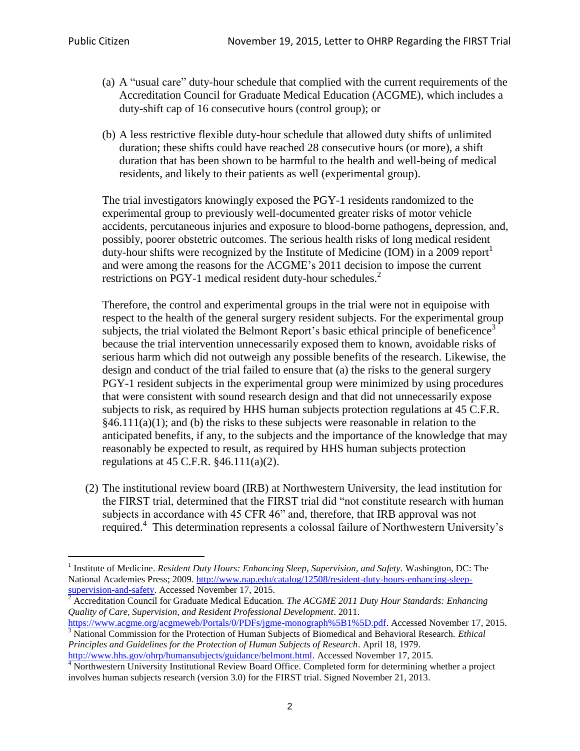(a) A "usual care" duty-hour schedule that complied with the current requirements of the Accreditation Council for Graduate Medical Education (ACGME), which includes a duty-shift cap of 16 consecutive hours (control group); or

(b) A less restrictive flexible duty-hour schedule that allowed duty shifts of unlimited duration; these shifts could have reached 28 consecutive hours (or more), a shift duration that has been shown to be harmful to the health and well-being of medical residents, and likely to their patients as well (experimental group).

The trial investigators knowingly exposed the PGY-1 residents randomized to the experimental group to previously well-documented greater risks of motor vehicle accidents, percutaneous injuries and exposure to blood-borne pathogens, depression, and, possibly, poorer obstetric outcomes. The serious health risks of long medical resident duty-hour shifts were recognized by the Institute of Medicine (IOM) in a 2009 report[1] and were among the reasons for the ACGME's 2011 decision to impose the current restrictions on PGY-1 medical resident duty-hour schedules.[2]

Therefore, the control and experimental groups in the trial were not in equipoise with respect to the health of the general surgery resident subjects. For the experimental group subjects, the trial violated the Belmont Report's basic ethical principle of beneficence[3] because the trial intervention unnecessarily exposed them to known, avoidable risks of serious harm which did not outweigh any possible benefits of the research. Likewise, the design and conduct of the trial failed to ensure that (a) the risks to the general surgery PGY-1 resident subjects in the experimental group were minimized by using procedures that were consistent with sound research design and that did not unnecessarily expose subjects to risk, as required by HHS human subjects protection regulations at 45 C.F.R. §46.111(a)(1); and (b) the risks to these subjects were reasonable in relation to the anticipated benefits, if any, to the subjects and the importance of the knowledge that may reasonably be expected to result, as required by HHS human subjects protection regulations at 45 C.F.R. §46.111(a)(2).

(2) The institutional review board (IRB) at Northwestern University, the lead institution for the FIRST trial, determined that the FIRST trial did "not constitute research with human subjects in accordance with 45 CFR 46" and, therefore, that IRB approval was not required.[4] This determination represents a colossal failure of Northwestern University's

---

[1] Institute of Medicine. *Resident Duty Hours: Enhancing Sleep, Supervision, and Safety.* Washington, DC: The National Academies Press; 2009. http://www.nap.edu/catalog/12508/resident-duty-hours-enhancing-sleep-supervision-and-safety. Accessed November 17, 2015.

[2] Accreditation Council for Graduate Medical Education. *The ACGME 2011 Duty Hour Standards: Enhancing Quality of Care, Supervision, and Resident Professional Development*. 2011. https://www.acgme.org/acgmeweb/Portals/0/PDFs/jgme-monograph%5B1%5D.pdf. Accessed November 17, 2015.

[3] National Commission for the Protection of Human Subjects of Biomedical and Behavioral Research. *Ethical Principles and Guidelines for the Protection of Human Subjects of Research*. April 18, 1979. http://www.hhs.gov/ohrp/humansubjects/guidance/belmont.html. Accessed November 17, 2015.

[4] Northwestern University Institutional Review Board Office. Completed form for determining whether a project involves human subjects research (version 3.0) for the FIRST trial. Signed November 21, 2013.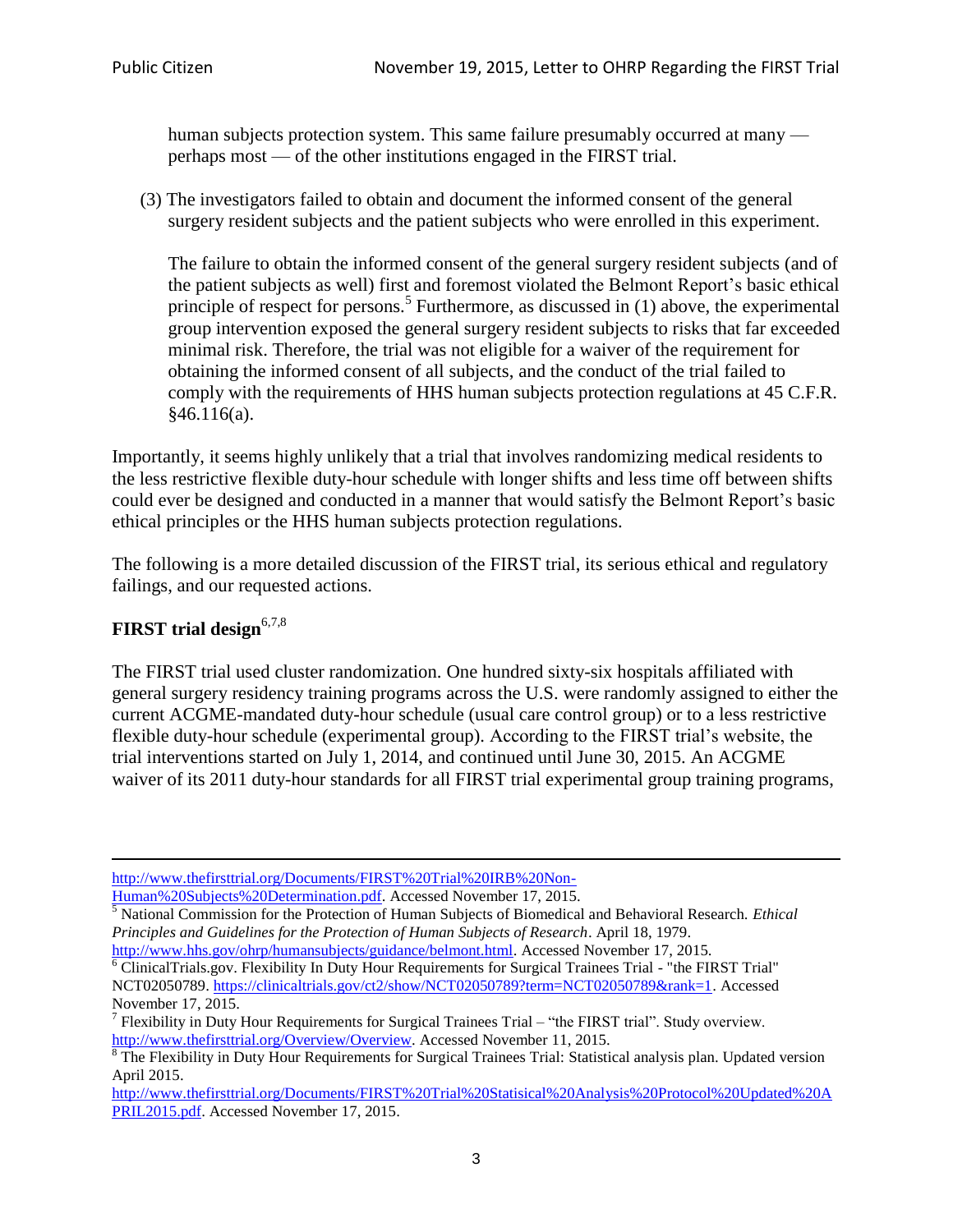human subjects protection system. This same failure presumably occurred at many — perhaps most — of the other institutions engaged in the FIRST trial.

(3) The investigators failed to obtain and document the informed consent of the general surgery resident subjects and the patient subjects who were enrolled in this experiment.

The failure to obtain the informed consent of the general surgery resident subjects (and of the patient subjects as well) first and foremost violated the Belmont Report's basic ethical principle of respect for persons.[5] Furthermore, as discussed in (1) above, the experimental group intervention exposed the general surgery resident subjects to risks that far exceeded minimal risk. Therefore, the trial was not eligible for a waiver of the requirement for obtaining the informed consent of all subjects, and the conduct of the trial failed to comply with the requirements of HHS human subjects protection regulations at 45 C.F.R. §46.116(a).

Importantly, it seems highly unlikely that a trial that involves randomizing medical residents to the less restrictive flexible duty-hour schedule with longer shifts and less time off between shifts could ever be designed and conducted in a manner that would satisfy the Belmont Report's basic ethical principles or the HHS human subjects protection regulations.

The following is a more detailed discussion of the FIRST trial, its serious ethical and regulatory failings, and our requested actions.

## FIRST trial design[6,7,8]

The FIRST trial used cluster randomization. One hundred sixty-six hospitals affiliated with general surgery residency training programs across the U.S. were randomly assigned to either the current ACGME-mandated duty-hour schedule (usual care control group) or to a less restrictive flexible duty-hour schedule (experimental group). According to the FIRST trial's website, the trial interventions started on July 1, 2014, and continued until June 30, 2015. An ACGME waiver of its 2011 duty-hour standards for all FIRST trial experimental group training programs,

---

http://www.thefirsttrial.org/Documents/FIRST%20Trial%20IRB%20Non-Human%20Subjects%20Determination.pdf. Accessed November 17, 2015.

[5] National Commission for the Protection of Human Subjects of Biomedical and Behavioral Research. *Ethical Principles and Guidelines for the Protection of Human Subjects of Research*. April 18, 1979. http://www.hhs.gov/ohrp/humansubjects/guidance/belmont.html. Accessed November 17, 2015.

[6] ClinicalTrials.gov. Flexibility In Duty Hour Requirements for Surgical Trainees Trial - "the FIRST Trial" NCT02050789. https://clinicaltrials.gov/ct2/show/NCT02050789?term=NCT02050789&rank=1. Accessed November 17, 2015.

[7] Flexibility in Duty Hour Requirements for Surgical Trainees Trial – "the FIRST trial". Study overview. http://www.thefirsttrial.org/Overview/Overview. Accessed November 11, 2015.

[8] The Flexibility in Duty Hour Requirements for Surgical Trainees Trial: Statistical analysis plan. Updated version April 2015. http://www.thefirsttrial.org/Documents/FIRST%20Trial%20Statisical%20Analysis%20Protocol%20Updated%20APRIL2015.pdf. Accessed November 17, 2015.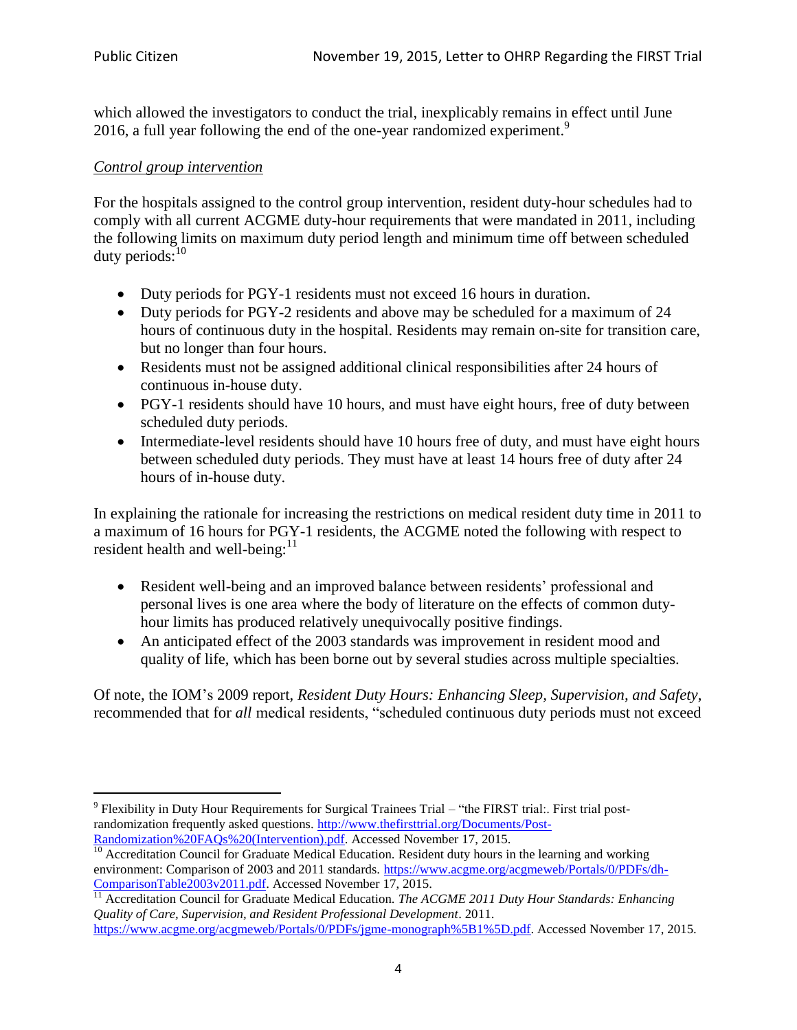which allowed the investigators to conduct the trial, inexplicably remains in effect until June 2016, a full year following the end of the one-year randomized experiment.[9]

*Control group intervention*

For the hospitals assigned to the control group intervention, resident duty-hour schedules had to comply with all current ACGME duty-hour requirements that were mandated in 2011, including the following limits on maximum duty period length and minimum time off between scheduled duty periods:[10]

- Duty periods for PGY-1 residents must not exceed 16 hours in duration.
- Duty periods for PGY-2 residents and above may be scheduled for a maximum of 24 hours of continuous duty in the hospital. Residents may remain on-site for transition care, but no longer than four hours.
- Residents must not be assigned additional clinical responsibilities after 24 hours of continuous in-house duty.
- PGY-1 residents should have 10 hours, and must have eight hours, free of duty between scheduled duty periods.
- Intermediate-level residents should have 10 hours free of duty, and must have eight hours between scheduled duty periods. They must have at least 14 hours free of duty after 24 hours of in-house duty.

In explaining the rationale for increasing the restrictions on medical resident duty time in 2011 to a maximum of 16 hours for PGY-1 residents, the ACGME noted the following with respect to resident health and well-being:[11]

- Resident well-being and an improved balance between residents' professional and personal lives is one area where the body of literature on the effects of common duty-hour limits has produced relatively unequivocally positive findings.
- An anticipated effect of the 2003 standards was improvement in resident mood and quality of life, which has been borne out by several studies across multiple specialties.

Of note, the IOM's 2009 report, *Resident Duty Hours: Enhancing Sleep, Supervision, and Safety*, recommended that for *all* medical residents, "scheduled continuous duty periods must not exceed

---

[9] Flexibility in Duty Hour Requirements for Surgical Trainees Trial – "the FIRST trial:. First trial post-randomization frequently asked questions. http://www.thefirsttrial.org/Documents/Post-Randomization%20FAQs%20(Intervention).pdf. Accessed November 17, 2015.

[10] Accreditation Council for Graduate Medical Education. Resident duty hours in the learning and working environment: Comparison of 2003 and 2011 standards. https://www.acgme.org/acgmeweb/Portals/0/PDFs/dh-ComparisonTable2003v2011.pdf. Accessed November 17, 2015.

[11] Accreditation Council for Graduate Medical Education. *The ACGME 2011 Duty Hour Standards: Enhancing Quality of Care, Supervision, and Resident Professional Development*. 2011. https://www.acgme.org/acgmeweb/Portals/0/PDFs/jgme-monograph%5B1%5D.pdf. Accessed November 17, 2015.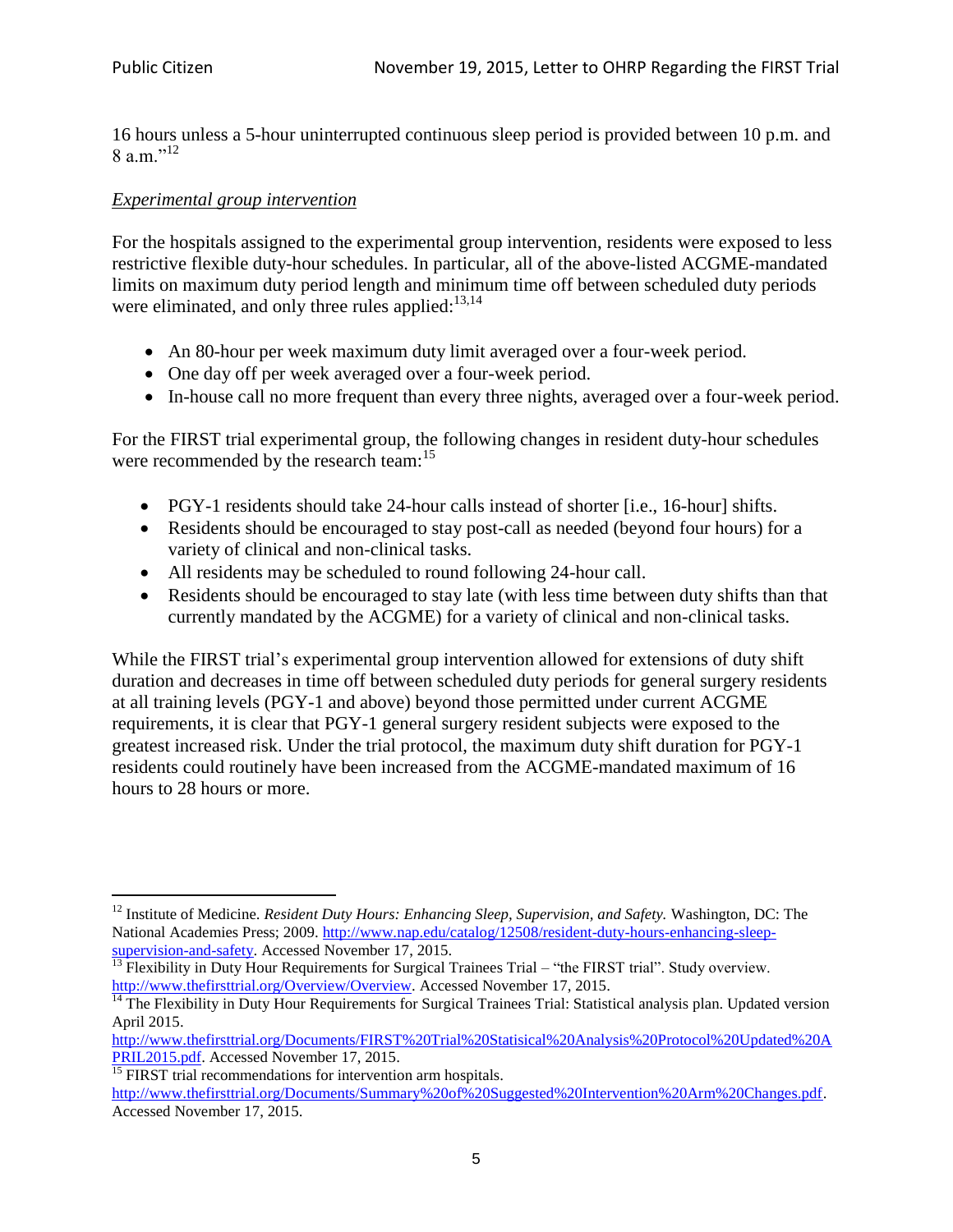16 hours unless a 5-hour uninterrupted continuous sleep period is provided between 10 p.m. and 8 a.m."[12]

*Experimental group intervention*

For the hospitals assigned to the experimental group intervention, residents were exposed to less restrictive flexible duty-hour schedules. In particular, all of the above-listed ACGME-mandated limits on maximum duty period length and minimum time off between scheduled duty periods were eliminated, and only three rules applied:[13,14]

- An 80-hour per week maximum duty limit averaged over a four-week period.
- One day off per week averaged over a four-week period.
- In-house call no more frequent than every three nights, averaged over a four-week period.

For the FIRST trial experimental group, the following changes in resident duty-hour schedules were recommended by the research team:[15]

- PGY-1 residents should take 24-hour calls instead of shorter [i.e., 16-hour] shifts.
- Residents should be encouraged to stay post-call as needed (beyond four hours) for a variety of clinical and non-clinical tasks.
- All residents may be scheduled to round following 24-hour call.
- Residents should be encouraged to stay late (with less time between duty shifts than that currently mandated by the ACGME) for a variety of clinical and non-clinical tasks.

While the FIRST trial's experimental group intervention allowed for extensions of duty shift duration and decreases in time off between scheduled duty periods for general surgery residents at all training levels (PGY-1 and above) beyond those permitted under current ACGME requirements, it is clear that PGY-1 general surgery resident subjects were exposed to the greatest increased risk. Under the trial protocol, the maximum duty shift duration for PGY-1 residents could routinely have been increased from the ACGME-mandated maximum of 16 hours to 28 hours or more.

---

[12] Institute of Medicine. *Resident Duty Hours: Enhancing Sleep, Supervision, and Safety.* Washington, DC: The National Academies Press; 2009. http://www.nap.edu/catalog/12508/resident-duty-hours-enhancing-sleep-supervision-and-safety. Accessed November 17, 2015.

[13] Flexibility in Duty Hour Requirements for Surgical Trainees Trial – "the FIRST trial". Study overview. http://www.thefirsttrial.org/Overview/Overview. Accessed November 17, 2015.

[14] The Flexibility in Duty Hour Requirements for Surgical Trainees Trial: Statistical analysis plan. Updated version April 2015. http://www.thefirsttrial.org/Documents/FIRST%20Trial%20Statisical%20Analysis%20Protocol%20Updated%20APRIL2015.pdf. Accessed November 17, 2015.

[15] FIRST trial recommendations for intervention arm hospitals. http://www.thefirsttrial.org/Documents/Summary%20of%20Suggested%20Intervention%20Arm%20Changes.pdf. Accessed November 17, 2015.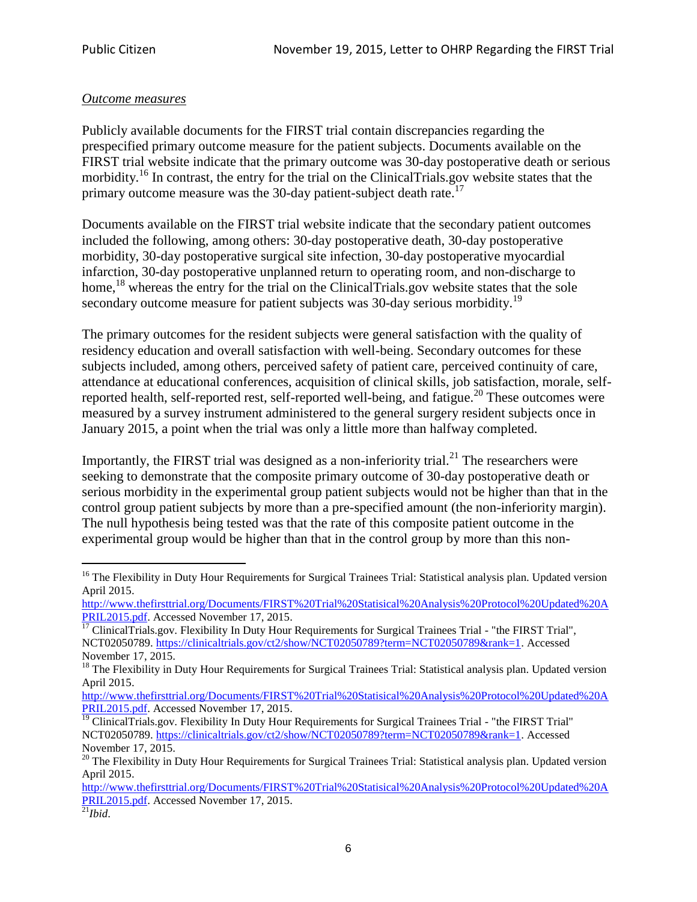*Outcome measures*

Publicly available documents for the FIRST trial contain discrepancies regarding the prespecified primary outcome measure for the patient subjects. Documents available on the FIRST trial website indicate that the primary outcome was 30-day postoperative death or serious morbidity.[16] In contrast, the entry for the trial on the ClinicalTrials.gov website states that the primary outcome measure was the 30-day patient-subject death rate.[17]

Documents available on the FIRST trial website indicate that the secondary patient outcomes included the following, among others: 30-day postoperative death, 30-day postoperative morbidity, 30-day postoperative surgical site infection, 30-day postoperative myocardial infarction, 30-day postoperative unplanned return to operating room, and non-discharge to home,[18] whereas the entry for the trial on the ClinicalTrials.gov website states that the sole secondary outcome measure for patient subjects was 30-day serious morbidity.[19]

The primary outcomes for the resident subjects were general satisfaction with the quality of residency education and overall satisfaction with well-being. Secondary outcomes for these subjects included, among others, perceived safety of patient care, perceived continuity of care, attendance at educational conferences, acquisition of clinical skills, job satisfaction, morale, self-reported health, self-reported rest, self-reported well-being, and fatigue.[20] These outcomes were measured by a survey instrument administered to the general surgery resident subjects once in January 2015, a point when the trial was only a little more than halfway completed.

Importantly, the FIRST trial was designed as a non-inferiority trial.[21] The researchers were seeking to demonstrate that the composite primary outcome of 30-day postoperative death or serious morbidity in the experimental group patient subjects would not be higher than that in the control group patient subjects by more than a pre-specified amount (the non-inferiority margin). The null hypothesis being tested was that the rate of this composite patient outcome in the experimental group would be higher than that in the control group by more than this non-

---

[16] The Flexibility in Duty Hour Requirements for Surgical Trainees Trial: Statistical analysis plan. Updated version April 2015. http://www.thefirsttrial.org/Documents/FIRST%20Trial%20Statisical%20Analysis%20Protocol%20Updated%20APRIL2015.pdf. Accessed November 17, 2015.

[17] ClinicalTrials.gov. Flexibility In Duty Hour Requirements for Surgical Trainees Trial - "the FIRST Trial", NCT02050789. https://clinicaltrials.gov/ct2/show/NCT02050789?term=NCT02050789&rank=1. Accessed November 17, 2015.

[18] The Flexibility in Duty Hour Requirements for Surgical Trainees Trial: Statistical analysis plan. Updated version April 2015. http://www.thefirsttrial.org/Documents/FIRST%20Trial%20Statisical%20Analysis%20Protocol%20Updated%20APRIL2015.pdf. Accessed November 17, 2015.

[19] ClinicalTrials.gov. Flexibility In Duty Hour Requirements for Surgical Trainees Trial - "the FIRST Trial" NCT02050789. https://clinicaltrials.gov/ct2/show/NCT02050789?term=NCT02050789&rank=1. Accessed November 17, 2015.

[20] The Flexibility in Duty Hour Requirements for Surgical Trainees Trial: Statistical analysis plan. Updated version April 2015. http://www.thefirsttrial.org/Documents/FIRST%20Trial%20Statisical%20Analysis%20Protocol%20Updated%20APRIL2015.pdf. Accessed November 17, 2015.

[21] *Ibid*.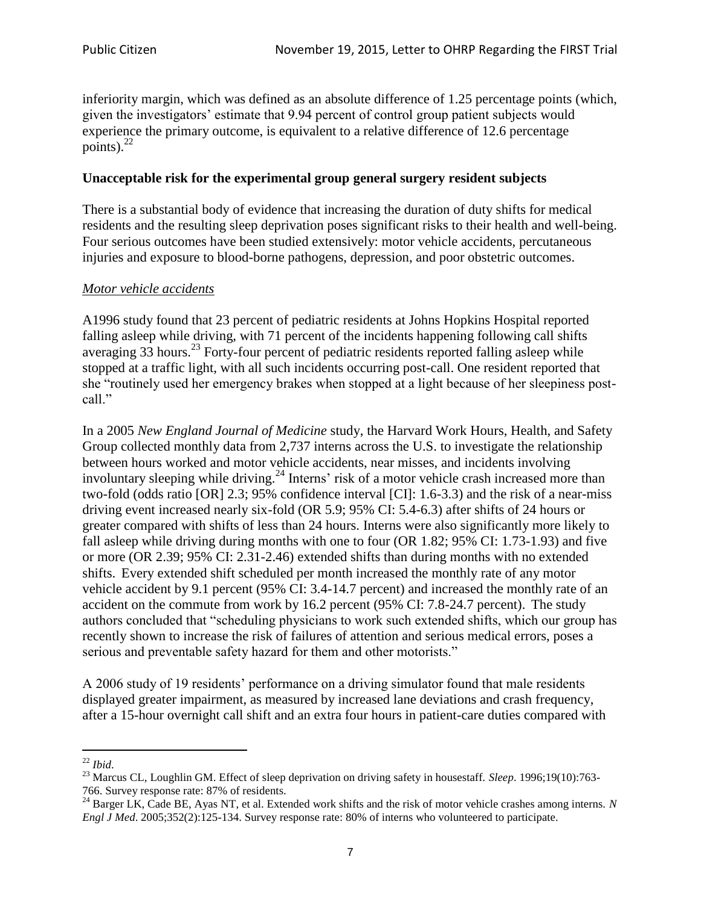inferiority margin, which was defined as an absolute difference of 1.25 percentage points (which, given the investigators' estimate that 9.94 percent of control group patient subjects would experience the primary outcome, is equivalent to a relative difference of 12.6 percentage points).[22]

**Unacceptable risk for the experimental group general surgery resident subjects**

There is a substantial body of evidence that increasing the duration of duty shifts for medical residents and the resulting sleep deprivation poses significant risks to their health and well-being. Four serious outcomes have been studied extensively: motor vehicle accidents, percutaneous injuries and exposure to blood-borne pathogens, depression, and poor obstetric outcomes.

*Motor vehicle accidents*

A1996 study found that 23 percent of pediatric residents at Johns Hopkins Hospital reported falling asleep while driving, with 71 percent of the incidents happening following call shifts averaging 33 hours.[23] Forty-four percent of pediatric residents reported falling asleep while stopped at a traffic light, with all such incidents occurring post-call. One resident reported that she "routinely used her emergency brakes when stopped at a light because of her sleepiness post-call."

In a 2005 *New England Journal of Medicine* study, the Harvard Work Hours, Health, and Safety Group collected monthly data from 2,737 interns across the U.S. to investigate the relationship between hours worked and motor vehicle accidents, near misses, and incidents involving involuntary sleeping while driving.[24] Interns' risk of a motor vehicle crash increased more than two-fold (odds ratio [OR] 2.3; 95% confidence interval [CI]: 1.6-3.3) and the risk of a near-miss driving event increased nearly six-fold (OR 5.9; 95% CI: 5.4-6.3) after shifts of 24 hours or greater compared with shifts of less than 24 hours. Interns were also significantly more likely to fall asleep while driving during months with one to four (OR 1.82; 95% CI: 1.73-1.93) and five or more (OR 2.39; 95% CI: 2.31-2.46) extended shifts than during months with no extended shifts. Every extended shift scheduled per month increased the monthly rate of any motor vehicle accident by 9.1 percent (95% CI: 3.4-14.7 percent) and increased the monthly rate of an accident on the commute from work by 16.2 percent (95% CI: 7.8-24.7 percent). The study authors concluded that "scheduling physicians to work such extended shifts, which our group has recently shown to increase the risk of failures of attention and serious medical errors, poses a serious and preventable safety hazard for them and other motorists."

A 2006 study of 19 residents' performance on a driving simulator found that male residents displayed greater impairment, as measured by increased lane deviations and crash frequency, after a 15-hour overnight call shift and an extra four hours in patient-care duties compared with

---

[22] *Ibid*.

[23] Marcus CL, Loughlin GM. Effect of sleep deprivation on driving safety in housestaff. *Sleep*. 1996;19(10):763-766. Survey response rate: 87% of residents.

[24] Barger LK, Cade BE, Ayas NT, et al. Extended work shifts and the risk of motor vehicle crashes among interns. *N Engl J Med*. 2005;352(2):125-134. Survey response rate: 80% of interns who volunteered to participate.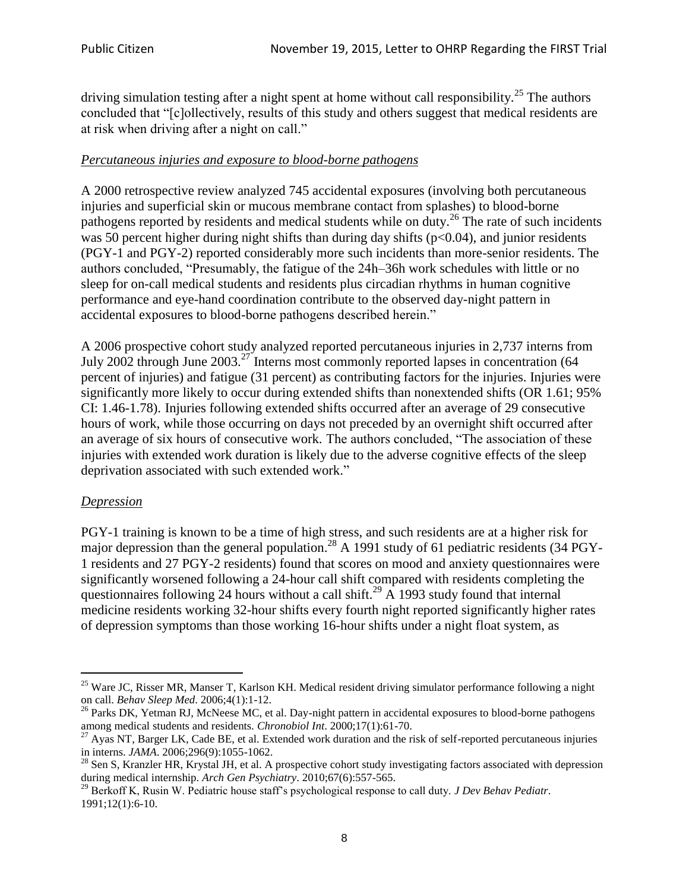driving simulation testing after a night spent at home without call responsibility.[25] The authors concluded that "[c]ollectively, results of this study and others suggest that medical residents are at risk when driving after a night on call."

*Percutaneous injuries and exposure to blood-borne pathogens*

A 2000 retrospective review analyzed 745 accidental exposures (involving both percutaneous injuries and superficial skin or mucous membrane contact from splashes) to blood-borne pathogens reported by residents and medical students while on duty.[26] The rate of such incidents was 50 percent higher during night shifts than during day shifts ($p<0.04$), and junior residents (PGY-1 and PGY-2) reported considerably more such incidents than more-senior residents. The authors concluded, "Presumably, the fatigue of the 24h–36h work schedules with little or no sleep for on-call medical students and residents plus circadian rhythms in human cognitive performance and eye-hand coordination contribute to the observed day-night pattern in accidental exposures to blood-borne pathogens described herein."

A 2006 prospective cohort study analyzed reported percutaneous injuries in 2,737 interns from July 2002 through June 2003.[27] Interns most commonly reported lapses in concentration (64 percent of injuries) and fatigue (31 percent) as contributing factors for the injuries. Injuries were significantly more likely to occur during extended shifts than nonextended shifts (OR 1.61; 95% CI: 1.46-1.78). Injuries following extended shifts occurred after an average of 29 consecutive hours of work, while those occurring on days not preceded by an overnight shift occurred after an average of six hours of consecutive work. The authors concluded, "The association of these injuries with extended work duration is likely due to the adverse cognitive effects of the sleep deprivation associated with such extended work."

*Depression*

PGY-1 training is known to be a time of high stress, and such residents are at a higher risk for major depression than the general population.[28] A 1991 study of 61 pediatric residents (34 PGY-1 residents and 27 PGY-2 residents) found that scores on mood and anxiety questionnaires were significantly worsened following a 24-hour call shift compared with residents completing the questionnaires following 24 hours without a call shift.[29] A 1993 study found that internal medicine residents working 32-hour shifts every fourth night reported significantly higher rates of depression symptoms than those working 16-hour shifts under a night float system, as

---

[25] Ware JC, Risser MR, Manser T, Karlson KH. Medical resident driving simulator performance following a night on call. *Behav Sleep Med*. 2006;4(1):1-12.

[26] Parks DK, Yetman RJ, McNeese MC, et al. Day-night pattern in accidental exposures to blood-borne pathogens among medical students and residents. *Chronobiol Int*. 2000;17(1):61-70.

[27] Ayas NT, Barger LK, Cade BE, et al. Extended work duration and the risk of self-reported percutaneous injuries in interns. *JAMA*. 2006;296(9):1055-1062.

[28] Sen S, Kranzler HR, Krystal JH, et al. A prospective cohort study investigating factors associated with depression during medical internship. *Arch Gen Psychiatry*. 2010;67(6):557-565.

[29] Berkoff K, Rusin W. Pediatric house staff's psychological response to call duty. *J Dev Behav Pediatr*. 1991;12(1):6-10.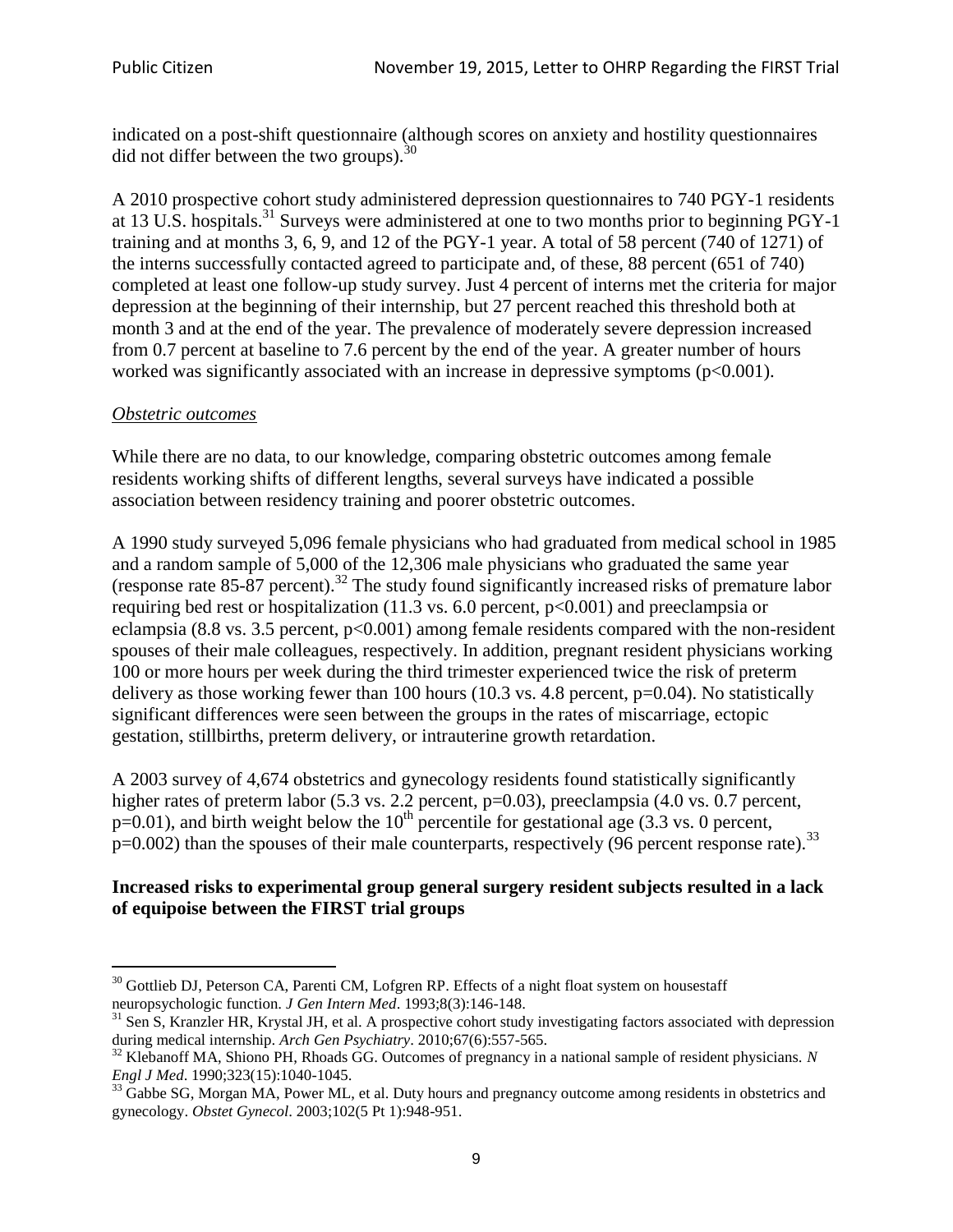indicated on a post-shift questionnaire (although scores on anxiety and hostility questionnaires did not differ between the two groups).[30]

A 2010 prospective cohort study administered depression questionnaires to 740 PGY-1 residents at 13 U.S. hospitals.[31] Surveys were administered at one to two months prior to beginning PGY-1 training and at months 3, 6, 9, and 12 of the PGY-1 year. A total of 58 percent (740 of 1271) of the interns successfully contacted agreed to participate and, of these, 88 percent (651 of 740) completed at least one follow-up study survey. Just 4 percent of interns met the criteria for major depression at the beginning of their internship, but 27 percent reached this threshold both at month 3 and at the end of the year. The prevalence of moderately severe depression increased from 0.7 percent at baseline to 7.6 percent by the end of the year. A greater number of hours worked was significantly associated with an increase in depressive symptoms ($p<0.001$).

*Obstetric outcomes*

While there are no data, to our knowledge, comparing obstetric outcomes among female residents working shifts of different lengths, several surveys have indicated a possible association between residency training and poorer obstetric outcomes.

A 1990 study surveyed 5,096 female physicians who had graduated from medical school in 1985 and a random sample of 5,000 of the 12,306 male physicians who graduated the same year (response rate 85-87 percent).[32] The study found significantly increased risks of premature labor requiring bed rest or hospitalization (11.3 vs. 6.0 percent, $p<0.001$) and preeclampsia or eclampsia (8.8 vs. 3.5 percent, $p<0.001$) among female residents compared with the non-resident spouses of their male colleagues, respectively. In addition, pregnant resident physicians working 100 or more hours per week during the third trimester experienced twice the risk of preterm delivery as those working fewer than 100 hours (10.3 vs. 4.8 percent, $p=0.04$). No statistically significant differences were seen between the groups in the rates of miscarriage, ectopic gestation, stillbirths, preterm delivery, or intrauterine growth retardation.

A 2003 survey of 4,674 obstetrics and gynecology residents found statistically significantly higher rates of preterm labor (5.3 vs. 2.2 percent, $p=0.03$), preeclampsia (4.0 vs. 0.7 percent, $p=0.01$), and birth weight below the 10$^{th}$ percentile for gestational age (3.3 vs. 0 percent, $p=0.002$) than the spouses of their male counterparts, respectively (96 percent response rate).[33]

**Increased risks to experimental group general surgery resident subjects resulted in a lack of equipoise between the FIRST trial groups**

---

[30] Gottlieb DJ, Peterson CA, Parenti CM, Lofgren RP. Effects of a night float system on housestaff neuropsychologic function. *J Gen Intern Med*. 1993;8(3):146-148.

[31] Sen S, Kranzler HR, Krystal JH, et al. A prospective cohort study investigating factors associated with depression during medical internship. *Arch Gen Psychiatry*. 2010;67(6):557-565.

[32] Klebanoff MA, Shiono PH, Rhoads GG. Outcomes of pregnancy in a national sample of resident physicians. *N Engl J Med*. 1990;323(15):1040-1045.

[33] Gabbe SG, Morgan MA, Power ML, et al. Duty hours and pregnancy outcome among residents in obstetrics and gynecology. *Obstet Gynecol*. 2003;102(5 Pt 1):948-951.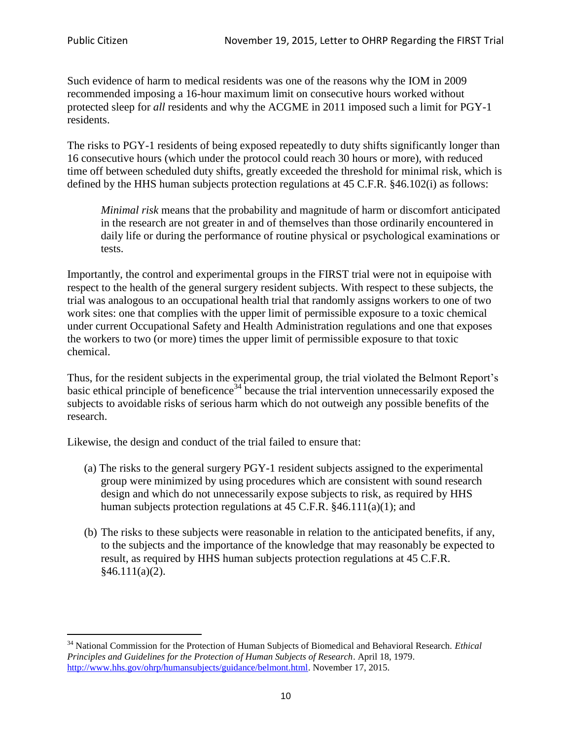Such evidence of harm to medical residents was one of the reasons why the IOM in 2009 recommended imposing a 16-hour maximum limit on consecutive hours worked without protected sleep for *all* residents and why the ACGME in 2011 imposed such a limit for PGY-1 residents.

The risks to PGY-1 residents of being exposed repeatedly to duty shifts significantly longer than 16 consecutive hours (which under the protocol could reach 30 hours or more), with reduced time off between scheduled duty shifts, greatly exceeded the threshold for minimal risk, which is defined by the HHS human subjects protection regulations at 45 C.F.R. §46.102(i) as follows:

> *Minimal risk* means that the probability and magnitude of harm or discomfort anticipated in the research are not greater in and of themselves than those ordinarily encountered in daily life or during the performance of routine physical or psychological examinations or tests.

Importantly, the control and experimental groups in the FIRST trial were not in equipoise with respect to the health of the general surgery resident subjects. With respect to these subjects, the trial was analogous to an occupational health trial that randomly assigns workers to one of two work sites: one that complies with the upper limit of permissible exposure to a toxic chemical under current Occupational Safety and Health Administration regulations and one that exposes the workers to two (or more) times the upper limit of permissible exposure to that toxic chemical.

Thus, for the resident subjects in the experimental group, the trial violated the Belmont Report's basic ethical principle of beneficence[34] because the trial intervention unnecessarily exposed the subjects to avoidable risks of serious harm which do not outweigh any possible benefits of the research.

Likewise, the design and conduct of the trial failed to ensure that:

(a) The risks to the general surgery PGY-1 resident subjects assigned to the experimental group were minimized by using procedures which are consistent with sound research design and which do not unnecessarily expose subjects to risk, as required by HHS human subjects protection regulations at 45 C.F.R. §46.111(a)(1); and

(b) The risks to these subjects were reasonable in relation to the anticipated benefits, if any, to the subjects and the importance of the knowledge that may reasonably be expected to result, as required by HHS human subjects protection regulations at 45 C.F.R. §46.111(a)(2).

---

[34] National Commission for the Protection of Human Subjects of Biomedical and Behavioral Research. *Ethical Principles and Guidelines for the Protection of Human Subjects of Research*. April 18, 1979. http://www.hhs.gov/ohrp/humansubjects/guidance/belmont.html. November 17, 2015.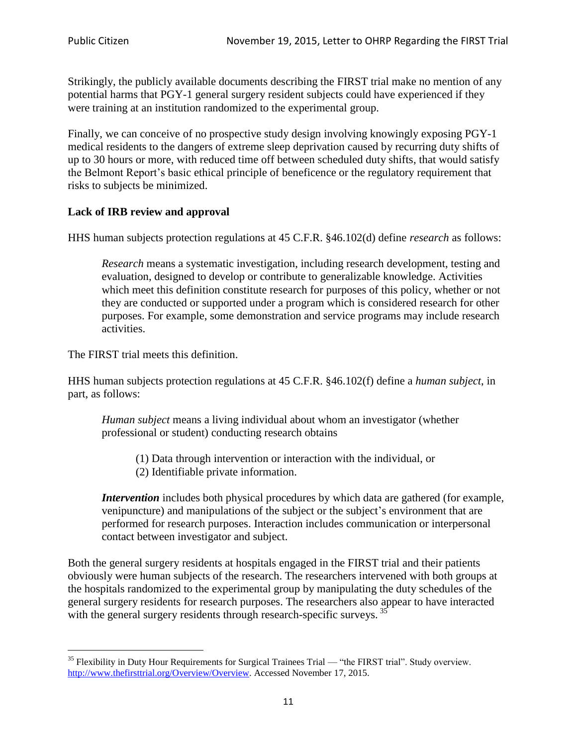Strikingly, the publicly available documents describing the FIRST trial make no mention of any potential harms that PGY-1 general surgery resident subjects could have experienced if they were training at an institution randomized to the experimental group.

Finally, we can conceive of no prospective study design involving knowingly exposing PGY-1 medical residents to the dangers of extreme sleep deprivation caused by recurring duty shifts of up to 30 hours or more, with reduced time off between scheduled duty shifts, that would satisfy the Belmont Report's basic ethical principle of beneficence or the regulatory requirement that risks to subjects be minimized.

**Lack of IRB review and approval**

HHS human subjects protection regulations at 45 C.F.R. §46.102(d) define *research* as follows:

> *Research* means a systematic investigation, including research development, testing and evaluation, designed to develop or contribute to generalizable knowledge. Activities which meet this definition constitute research for purposes of this policy, whether or not they are conducted or supported under a program which is considered research for other purposes. For example, some demonstration and service programs may include research activities.

The FIRST trial meets this definition.

HHS human subjects protection regulations at 45 C.F.R. §46.102(f) define a *human subject*, in part, as follows:

> *Human subject* means a living individual about whom an investigator (whether professional or student) conducting research obtains
>
> (1) Data through intervention or interaction with the individual, or
> (2) Identifiable private information.
>
> ***Intervention*** includes both physical procedures by which data are gathered (for example, venipuncture) and manipulations of the subject or the subject's environment that are performed for research purposes. Interaction includes communication or interpersonal contact between investigator and subject.

Both the general surgery residents at hospitals engaged in the FIRST trial and their patients obviously were human subjects of the research. The researchers intervened with both groups at the hospitals randomized to the experimental group by manipulating the duty schedules of the general surgery residents for research purposes. The researchers also appear to have interacted with the general surgery residents through research-specific surveys. [35]

---

[35] Flexibility in Duty Hour Requirements for Surgical Trainees Trial — "the FIRST trial". Study overview. http://www.thefirsttrial.org/Overview/Overview. Accessed November 17, 2015.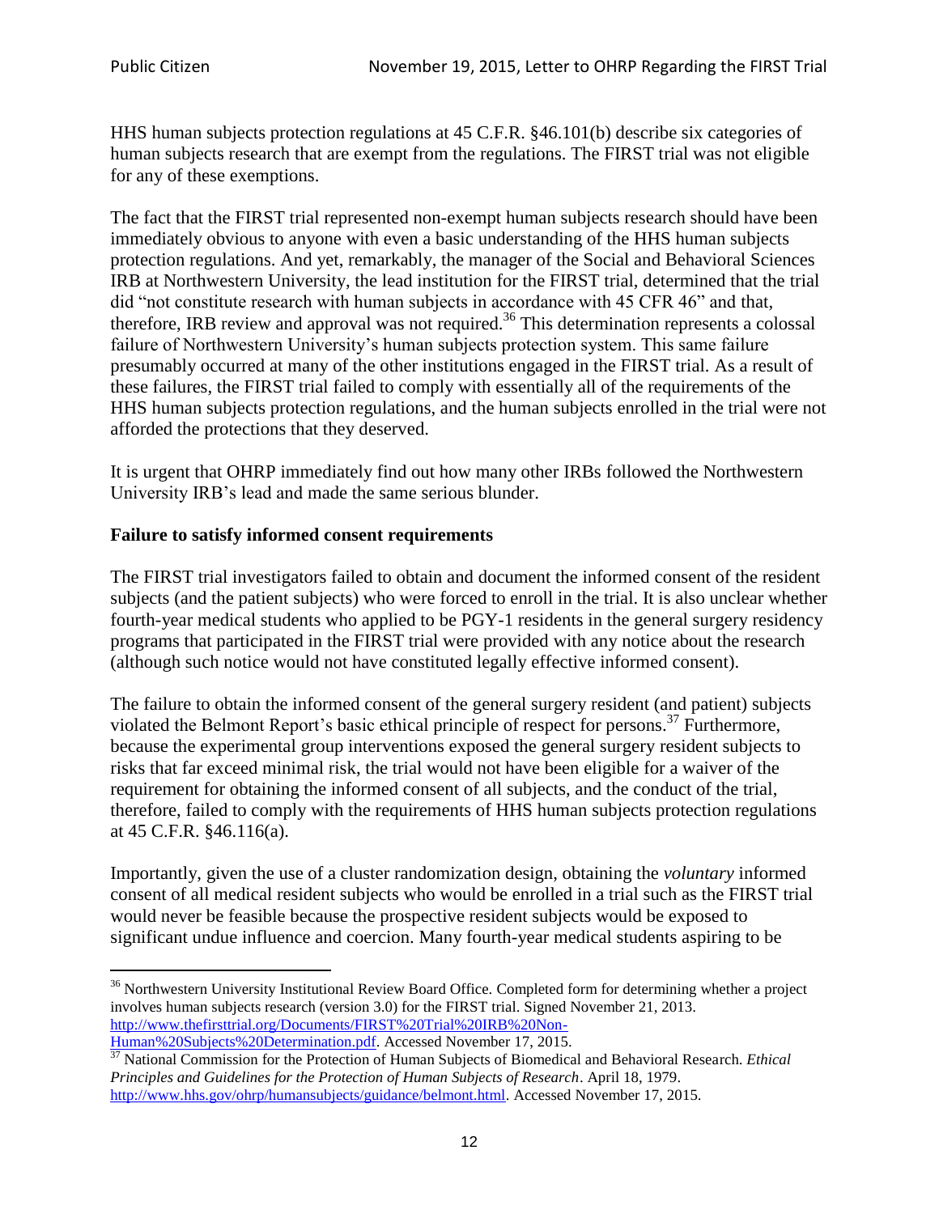HHS human subjects protection regulations at 45 C.F.R. §46.101(b) describe six categories of human subjects research that are exempt from the regulations. The FIRST trial was not eligible for any of these exemptions.

The fact that the FIRST trial represented non-exempt human subjects research should have been immediately obvious to anyone with even a basic understanding of the HHS human subjects protection regulations. And yet, remarkably, the manager of the Social and Behavioral Sciences IRB at Northwestern University, the lead institution for the FIRST trial, determined that the trial did "not constitute research with human subjects in accordance with 45 CFR 46" and that, therefore, IRB review and approval was not required.[36] This determination represents a colossal failure of Northwestern University's human subjects protection system. This same failure presumably occurred at many of the other institutions engaged in the FIRST trial. As a result of these failures, the FIRST trial failed to comply with essentially all of the requirements of the HHS human subjects protection regulations, and the human subjects enrolled in the trial were not afforded the protections that they deserved.

It is urgent that OHRP immediately find out how many other IRBs followed the Northwestern University IRB's lead and made the same serious blunder.

**Failure to satisfy informed consent requirements**

The FIRST trial investigators failed to obtain and document the informed consent of the resident subjects (and the patient subjects) who were forced to enroll in the trial. It is also unclear whether fourth-year medical students who applied to be PGY-1 residents in the general surgery residency programs that participated in the FIRST trial were provided with any notice about the research (although such notice would not have constituted legally effective informed consent).

The failure to obtain the informed consent of the general surgery resident (and patient) subjects violated the Belmont Report's basic ethical principle of respect for persons.[37] Furthermore, because the experimental group interventions exposed the general surgery resident subjects to risks that far exceed minimal risk, the trial would not have been eligible for a waiver of the requirement for obtaining the informed consent of all subjects, and the conduct of the trial, therefore, failed to comply with the requirements of HHS human subjects protection regulations at 45 C.F.R. §46.116(a).

Importantly, given the use of a cluster randomization design, obtaining the *voluntary* informed consent of all medical resident subjects who would be enrolled in a trial such as the FIRST trial would never be feasible because the prospective resident subjects would be exposed to significant undue influence and coercion. Many fourth-year medical students aspiring to be

---

[36] Northwestern University Institutional Review Board Office. Completed form for determining whether a project involves human subjects research (version 3.0) for the FIRST trial. Signed November 21, 2013. http://www.thefirsttrial.org/Documents/FIRST%20Trial%20IRB%20Non-Human%20Subjects%20Determination.pdf. Accessed November 17, 2015.

[37] National Commission for the Protection of Human Subjects of Biomedical and Behavioral Research. *Ethical Principles and Guidelines for the Protection of Human Subjects of Research*. April 18, 1979. http://www.hhs.gov/ohrp/humansubjects/guidance/belmont.html. Accessed November 17, 2015.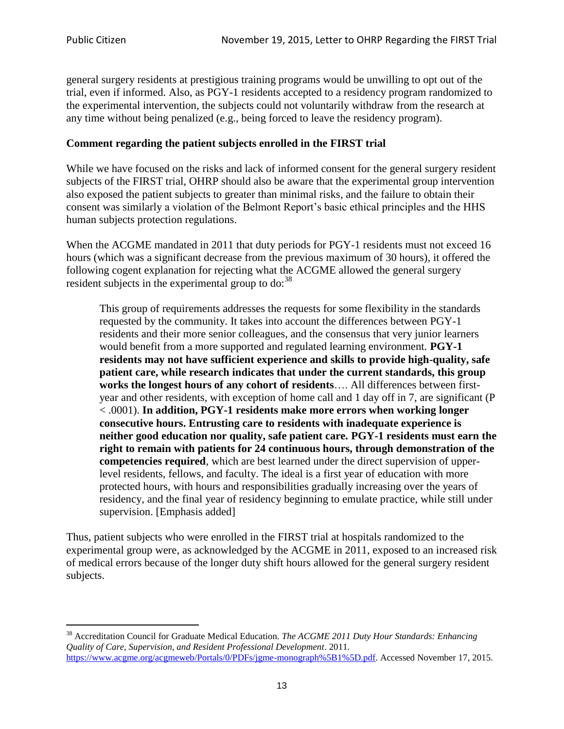general surgery residents at prestigious training programs would be unwilling to opt out of the trial, even if informed. Also, as PGY-1 residents accepted to a residency program randomized to the experimental intervention, the subjects could not voluntarily withdraw from the research at any time without being penalized (e.g., being forced to leave the residency program).

**Comment regarding the patient subjects enrolled in the FIRST trial**

While we have focused on the risks and lack of informed consent for the general surgery resident subjects of the FIRST trial, OHRP should also be aware that the experimental group intervention also exposed the patient subjects to greater than minimal risks, and the failure to obtain their consent was similarly a violation of the Belmont Report's basic ethical principles and the HHS human subjects protection regulations.

When the ACGME mandated in 2011 that duty periods for PGY-1 residents must not exceed 16 hours (which was a significant decrease from the previous maximum of 30 hours), it offered the following cogent explanation for rejecting what the ACGME allowed the general surgery resident subjects in the experimental group to do:[38]

> This group of requirements addresses the requests for some flexibility in the standards requested by the community. It takes into account the differences between PGY-1 residents and their more senior colleagues, and the consensus that very junior learners would benefit from a more supported and regulated learning environment. **PGY-1 residents may not have sufficient experience and skills to provide high-quality, safe patient care, while research indicates that under the current standards, this group works the longest hours of any cohort of residents**…. All differences between first-year and other residents, with exception of home call and 1 day off in 7, are significant ($P < .0001$). **In addition, PGY-1 residents make more errors when working longer consecutive hours. Entrusting care to residents with inadequate experience is neither good education nor quality, safe patient care. PGY-1 residents must earn the right to remain with patients for 24 continuous hours, through demonstration of the competencies required**, which are best learned under the direct supervision of upper-level residents, fellows, and faculty. The ideal is a first year of education with more protected hours, with hours and responsibilities gradually increasing over the years of residency, and the final year of residency beginning to emulate practice, while still under supervision. [Emphasis added]

Thus, patient subjects who were enrolled in the FIRST trial at hospitals randomized to the experimental group were, as acknowledged by the ACGME in 2011, exposed to an increased risk of medical errors because of the longer duty shift hours allowed for the general surgery resident subjects.

---

[38] Accreditation Council for Graduate Medical Education. *The ACGME 2011 Duty Hour Standards: Enhancing Quality of Care, Supervision, and Resident Professional Development*. 2011. https://www.acgme.org/acgmeweb/Portals/0/PDFs/jgme-monograph%5B1%5D.pdf. Accessed November 17, 2015.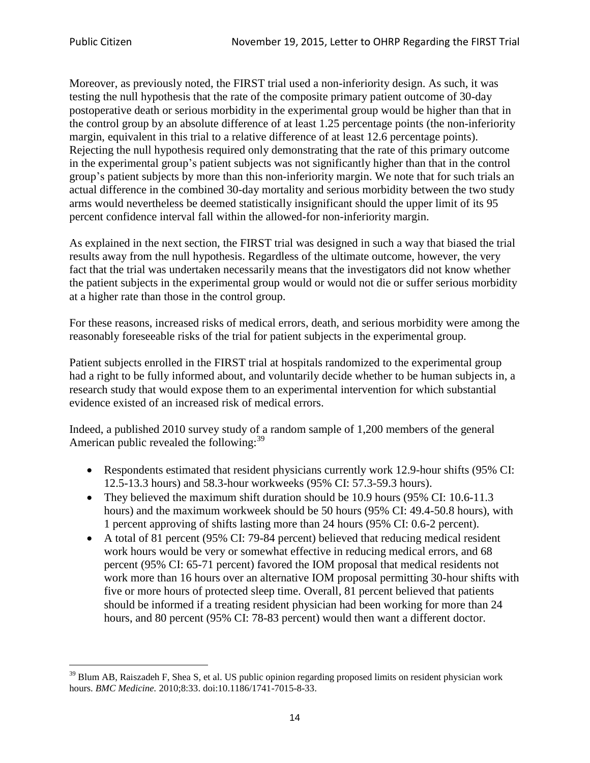Moreover, as previously noted, the FIRST trial used a non-inferiority design. As such, it was testing the null hypothesis that the rate of the composite primary patient outcome of 30-day postoperative death or serious morbidity in the experimental group would be higher than that in the control group by an absolute difference of at least 1.25 percentage points (the non-inferiority margin, equivalent in this trial to a relative difference of at least 12.6 percentage points). Rejecting the null hypothesis required only demonstrating that the rate of this primary outcome in the experimental group's patient subjects was not significantly higher than that in the control group's patient subjects by more than this non-inferiority margin. We note that for such trials an actual difference in the combined 30-day mortality and serious morbidity between the two study arms would nevertheless be deemed statistically insignificant should the upper limit of its 95 percent confidence interval fall within the allowed-for non-inferiority margin.

As explained in the next section, the FIRST trial was designed in such a way that biased the trial results away from the null hypothesis. Regardless of the ultimate outcome, however, the very fact that the trial was undertaken necessarily means that the investigators did not know whether the patient subjects in the experimental group would or would not die or suffer serious morbidity at a higher rate than those in the control group.

For these reasons, increased risks of medical errors, death, and serious morbidity were among the reasonably foreseeable risks of the trial for patient subjects in the experimental group.

Patient subjects enrolled in the FIRST trial at hospitals randomized to the experimental group had a right to be fully informed about, and voluntarily decide whether to be human subjects in, a research study that would expose them to an experimental intervention for which substantial evidence existed of an increased risk of medical errors.

Indeed, a published 2010 survey study of a random sample of 1,200 members of the general American public revealed the following:[39]

- Respondents estimated that resident physicians currently work 12.9-hour shifts (95% CI: 12.5-13.3 hours) and 58.3-hour workweeks (95% CI: 57.3-59.3 hours).
- They believed the maximum shift duration should be 10.9 hours (95% CI: 10.6-11.3 hours) and the maximum workweek should be 50 hours (95% CI: 49.4-50.8 hours), with 1 percent approving of shifts lasting more than 24 hours (95% CI: 0.6-2 percent).
- A total of 81 percent (95% CI: 79-84 percent) believed that reducing medical resident work hours would be very or somewhat effective in reducing medical errors, and 68 percent (95% CI: 65-71 percent) favored the IOM proposal that medical residents not work more than 16 hours over an alternative IOM proposal permitting 30-hour shifts with five or more hours of protected sleep time. Overall, 81 percent believed that patients should be informed if a treating resident physician had been working for more than 24 hours, and 80 percent (95% CI: 78-83 percent) would then want a different doctor.

---

[39] Blum AB, Raiszadeh F, Shea S, et al. US public opinion regarding proposed limits on resident physician work hours. *BMC Medicine.* 2010;8:33. doi:10.1186/1741-7015-8-33.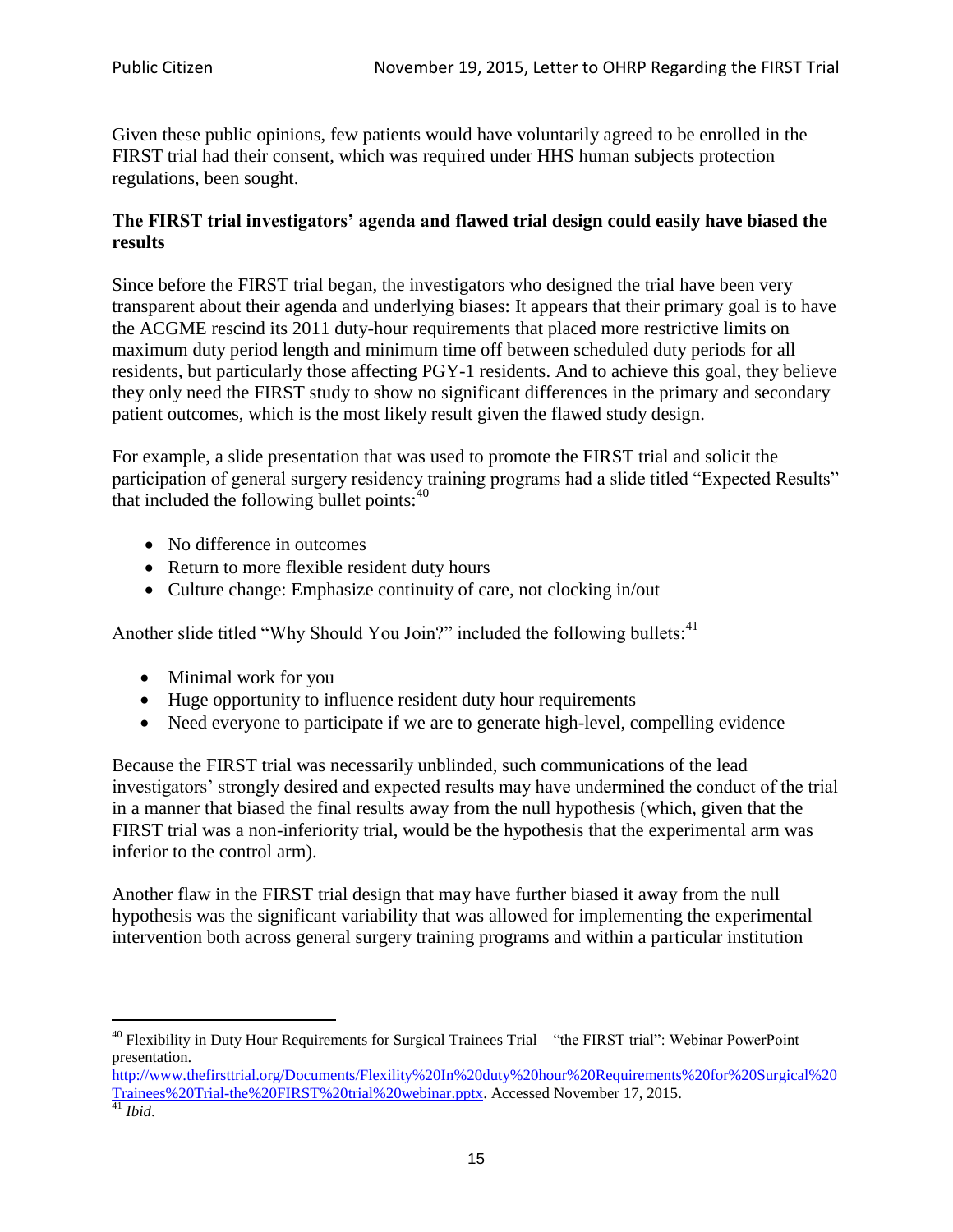Given these public opinions, few patients would have voluntarily agreed to be enrolled in the FIRST trial had their consent, which was required under HHS human subjects protection regulations, been sought.

**The FIRST trial investigators' agenda and flawed trial design could easily have biased the results**

Since before the FIRST trial began, the investigators who designed the trial have been very transparent about their agenda and underlying biases: It appears that their primary goal is to have the ACGME rescind its 2011 duty-hour requirements that placed more restrictive limits on maximum duty period length and minimum time off between scheduled duty periods for all residents, but particularly those affecting PGY-1 residents. And to achieve this goal, they believe they only need the FIRST study to show no significant differences in the primary and secondary patient outcomes, which is the most likely result given the flawed study design.

For example, a slide presentation that was used to promote the FIRST trial and solicit the participation of general surgery residency training programs had a slide titled "Expected Results" that included the following bullet points:[40]

- No difference in outcomes
- Return to more flexible resident duty hours
- Culture change: Emphasize continuity of care, not clocking in/out

Another slide titled "Why Should You Join?" included the following bullets:[41]

- Minimal work for you
- Huge opportunity to influence resident duty hour requirements
- Need everyone to participate if we are to generate high-level, compelling evidence

Because the FIRST trial was necessarily unblinded, such communications of the lead investigators' strongly desired and expected results may have undermined the conduct of the trial in a manner that biased the final results away from the null hypothesis (which, given that the FIRST trial was a non-inferiority trial, would be the hypothesis that the experimental arm was inferior to the control arm).

Another flaw in the FIRST trial design that may have further biased it away from the null hypothesis was the significant variability that was allowed for implementing the experimental intervention both across general surgery training programs and within a particular institution

---

[40] Flexibility in Duty Hour Requirements for Surgical Trainees Trial – "the FIRST trial": Webinar PowerPoint presentation. http://www.thefirsttrial.org/Documents/Flexility%20In%20duty%20hour%20Requirements%20for%20Surgical%20Trainees%20Trial-the%20FIRST%20trial%20webinar.pptx. Accessed November 17, 2015.

[41] *Ibid*.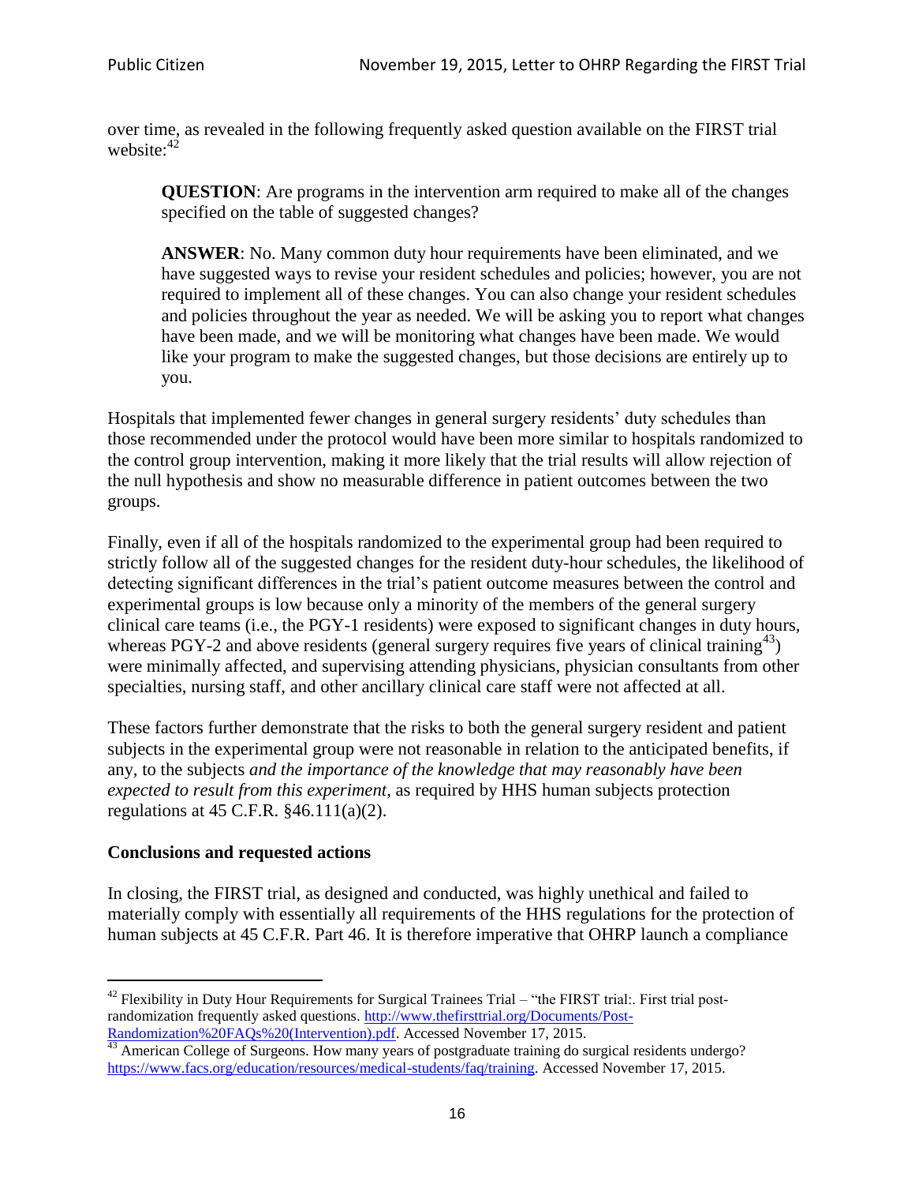over time, as revealed in the following frequently asked question available on the FIRST trial website:[42]

> **QUESTION**: Are programs in the intervention arm required to make all of the changes specified on the table of suggested changes?
>
> **ANSWER**: No. Many common duty hour requirements have been eliminated, and we have suggested ways to revise your resident schedules and policies; however, you are not required to implement all of these changes. You can also change your resident schedules and policies throughout the year as needed. We will be asking you to report what changes have been made, and we will be monitoring what changes have been made. We would like your program to make the suggested changes, but those decisions are entirely up to you.

Hospitals that implemented fewer changes in general surgery residents' duty schedules than those recommended under the protocol would have been more similar to hospitals randomized to the control group intervention, making it more likely that the trial results will allow rejection of the null hypothesis and show no measurable difference in patient outcomes between the two groups.

Finally, even if all of the hospitals randomized to the experimental group had been required to strictly follow all of the suggested changes for the resident duty-hour schedules, the likelihood of detecting significant differences in the trial's patient outcome measures between the control and experimental groups is low because only a minority of the members of the general surgery clinical care teams (i.e., the PGY-1 residents) were exposed to significant changes in duty hours, whereas PGY-2 and above residents (general surgery requires five years of clinical training[43]) were minimally affected, and supervising attending physicians, physician consultants from other specialties, nursing staff, and other ancillary clinical care staff were not affected at all.

These factors further demonstrate that the risks to both the general surgery resident and patient subjects in the experimental group were not reasonable in relation to the anticipated benefits, if any, to the subjects *and the importance of the knowledge that may reasonably have been expected to result from this experiment*, as required by HHS human subjects protection regulations at 45 C.F.R. §46.111(a)(2).

**Conclusions and requested actions**

In closing, the FIRST trial, as designed and conducted, was highly unethical and failed to materially comply with essentially all requirements of the HHS regulations for the protection of human subjects at 45 C.F.R. Part 46. It is therefore imperative that OHRP launch a compliance

---

[42] Flexibility in Duty Hour Requirements for Surgical Trainees Trial – "the FIRST trial:. First trial post-randomization frequently asked questions. http://www.thefirsttrial.org/Documents/Post-Randomization%20FAQs%20(Intervention).pdf. Accessed November 17, 2015.

[43] American College of Surgeons. How many years of postgraduate training do surgical residents undergo? https://www.facs.org/education/resources/medical-students/faq/training. Accessed November 17, 2015.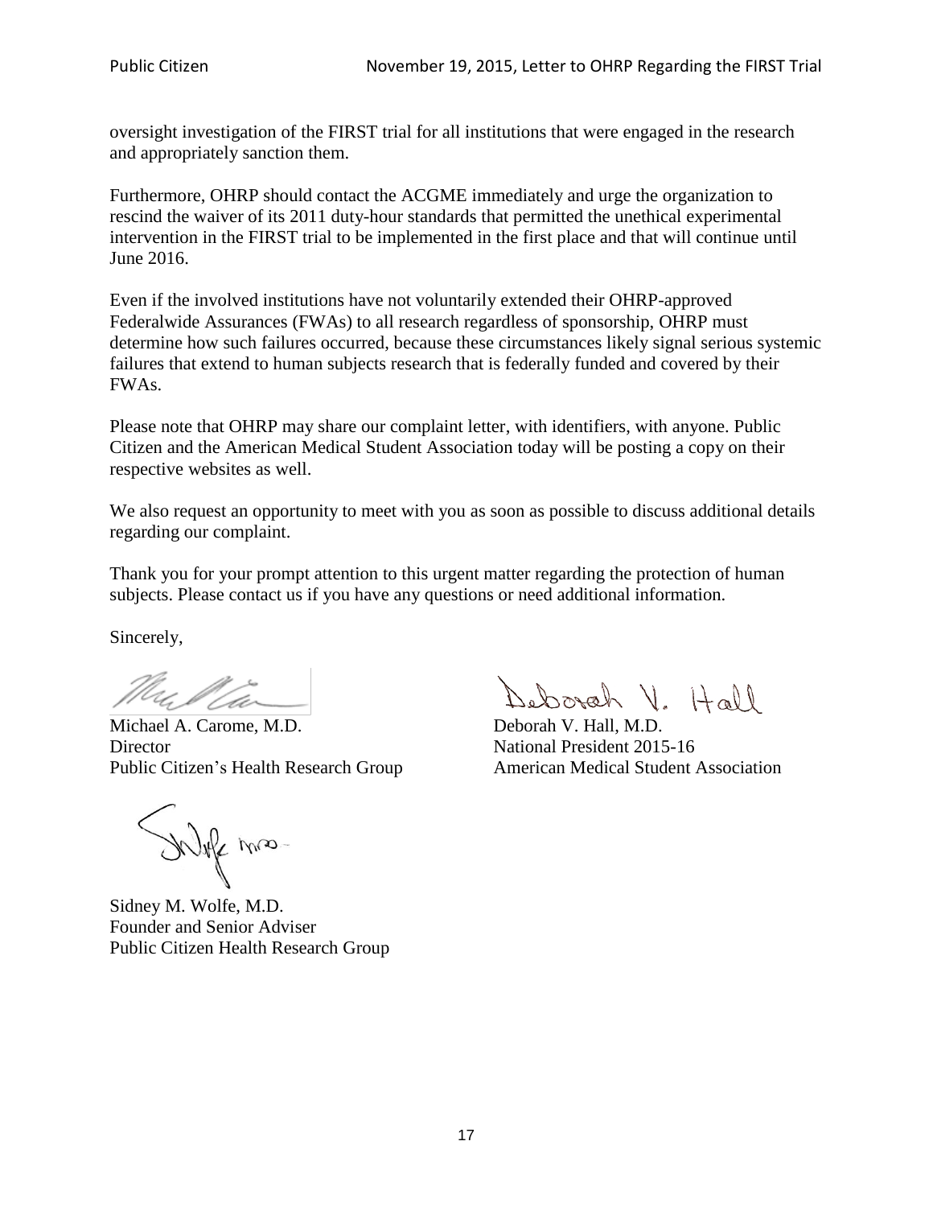oversight investigation of the FIRST trial for all institutions that were engaged in the research and appropriately sanction them.

Furthermore, OHRP should contact the ACGME immediately and urge the organization to rescind the waiver of its 2011 duty-hour standards that permitted the unethical experimental intervention in the FIRST trial to be implemented in the first place and that will continue until June 2016.

Even if the involved institutions have not voluntarily extended their OHRP-approved Federalwide Assurances (FWAs) to all research regardless of sponsorship, OHRP must determine how such failures occurred, because these circumstances likely signal serious systemic failures that extend to human subjects research that is federally funded and covered by their FWAs.

Please note that OHRP may share our complaint letter, with identifiers, with anyone. Public Citizen and the American Medical Student Association today will be posting a copy on their respective websites as well.

We also request an opportunity to meet with you as soon as possible to discuss additional details regarding our complaint.

Thank you for your prompt attention to this urgent matter regarding the protection of human subjects. Please contact us if you have any questions or need additional information.

Sincerely,

Michael A. Carome, M.D.
Director
Public Citizen's Health Research Group

Deborah V. Hall, M.D.
National President 2015-16
American Medical Student Association

Sidney M. Wolfe, M.D.
Founder and Senior Adviser
Public Citizen Health Research Group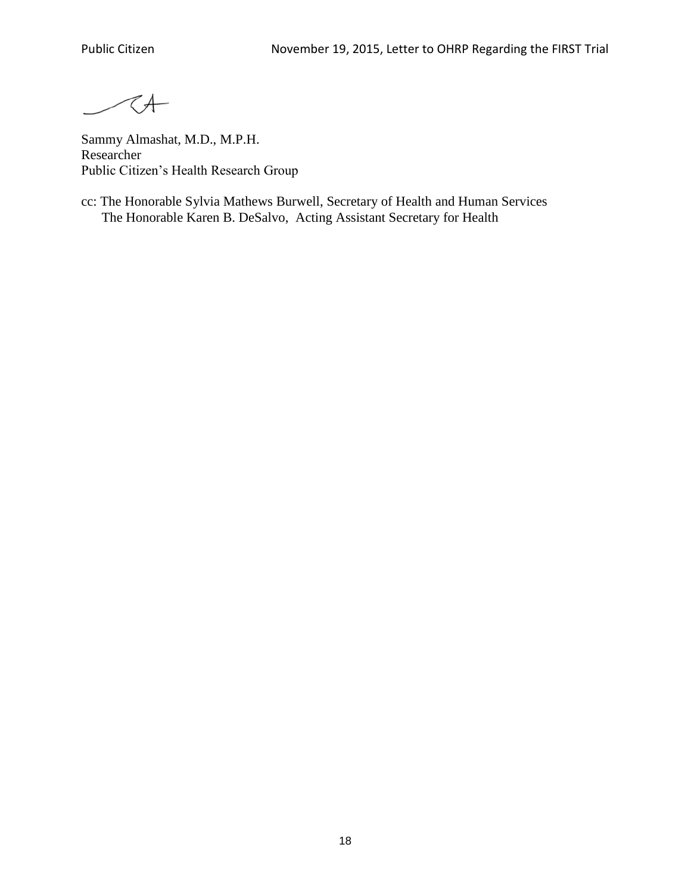Sammy Almashat, M.D., M.P.H.
Researcher
Public Citizen's Health Research Group

cc: The Honorable Sylvia Mathews Burwell, Secretary of Health and Human Services
The Honorable Karen B. DeSalvo, Acting Assistant Secretary for Health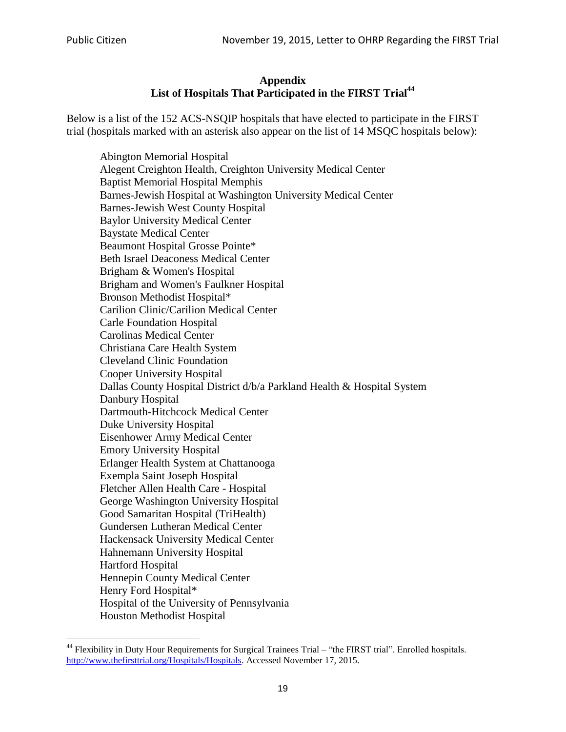## Appendix

## List of Hospitals That Participated in the FIRST Trial[44]

Below is a list of the 152 ACS-NSQIP hospitals that have elected to participate in the FIRST trial (hospitals marked with an asterisk also appear on the list of 14 MSQC hospitals below):

Abington Memorial Hospital
Alegent Creighton Health, Creighton University Medical Center
Baptist Memorial Hospital Memphis
Barnes-Jewish Hospital at Washington University Medical Center
Barnes-Jewish West County Hospital
Baylor University Medical Center
Baystate Medical Center
Beaumont Hospital Grosse Pointe*
Beth Israel Deaconess Medical Center
Brigham & Women's Hospital
Brigham and Women's Faulkner Hospital
Bronson Methodist Hospital*
Carilion Clinic/Carilion Medical Center
Carle Foundation Hospital
Carolinas Medical Center
Christiana Care Health System
Cleveland Clinic Foundation
Cooper University Hospital
Dallas County Hospital District d/b/a Parkland Health & Hospital System
Danbury Hospital
Dartmouth-Hitchcock Medical Center
Duke University Hospital
Eisenhower Army Medical Center
Emory University Hospital
Erlanger Health System at Chattanooga
Exempla Saint Joseph Hospital
Fletcher Allen Health Care - Hospital
George Washington University Hospital
Good Samaritan Hospital (TriHealth)
Gundersen Lutheran Medical Center
Hackensack University Medical Center
Hahnemann University Hospital
Hartford Hospital
Hennepin County Medical Center
Henry Ford Hospital*
Hospital of the University of Pennsylvania
Houston Methodist Hospital

[44] Flexibility in Duty Hour Requirements for Surgical Trainees Trial – "the FIRST trial". Enrolled hospitals. http://www.thefirsttrial.org/Hospitals/Hospitals. Accessed November 17, 2015.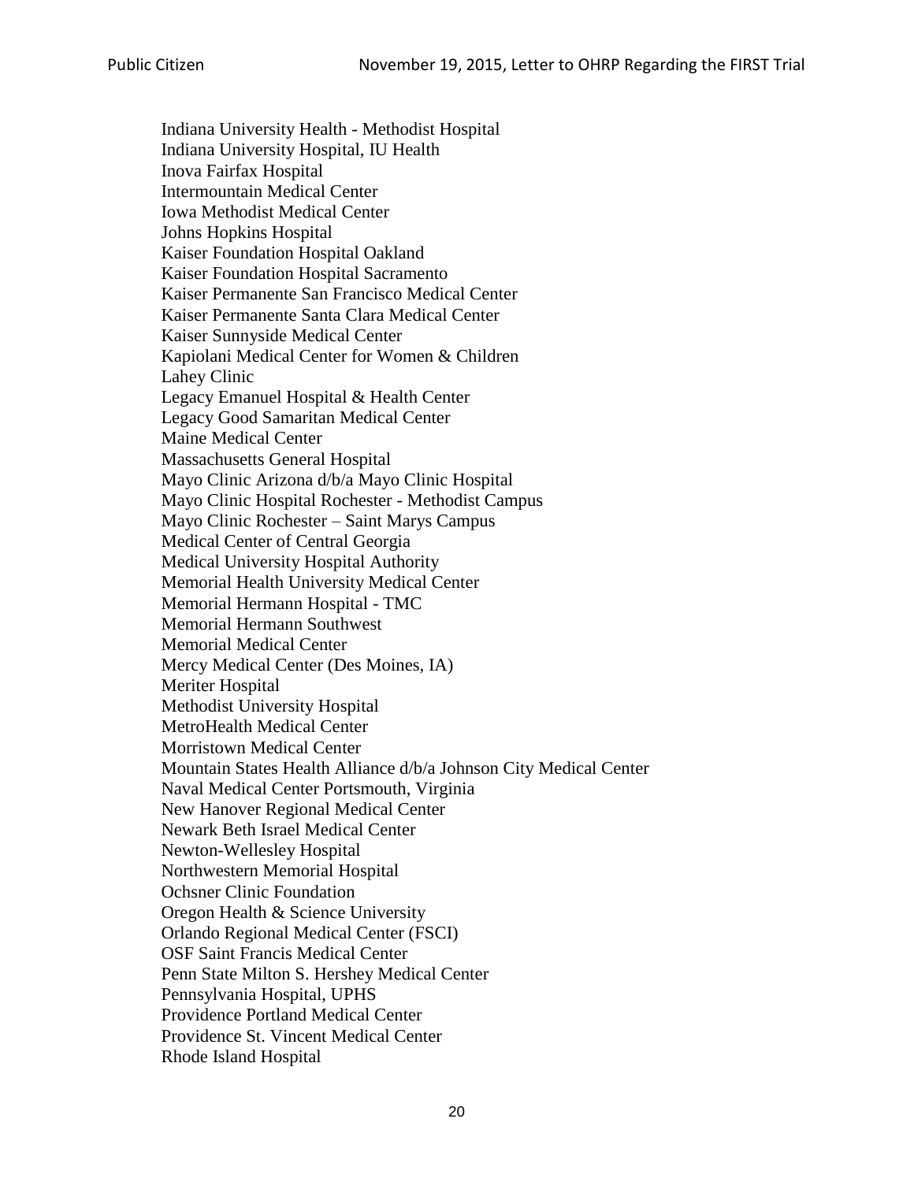Indiana University Health - Methodist Hospital
Indiana University Hospital, IU Health
Inova Fairfax Hospital
Intermountain Medical Center
Iowa Methodist Medical Center
Johns Hopkins Hospital
Kaiser Foundation Hospital Oakland
Kaiser Foundation Hospital Sacramento
Kaiser Permanente San Francisco Medical Center
Kaiser Permanente Santa Clara Medical Center
Kaiser Sunnyside Medical Center
Kapiolani Medical Center for Women & Children
Lahey Clinic
Legacy Emanuel Hospital & Health Center
Legacy Good Samaritan Medical Center
Maine Medical Center
Massachusetts General Hospital
Mayo Clinic Arizona d/b/a Mayo Clinic Hospital
Mayo Clinic Hospital Rochester - Methodist Campus
Mayo Clinic Rochester – Saint Marys Campus
Medical Center of Central Georgia
Medical University Hospital Authority
Memorial Health University Medical Center
Memorial Hermann Hospital - TMC
Memorial Hermann Southwest
Memorial Medical Center
Mercy Medical Center (Des Moines, IA)
Meriter Hospital
Methodist University Hospital
MetroHealth Medical Center
Morristown Medical Center
Mountain States Health Alliance d/b/a Johnson City Medical Center
Naval Medical Center Portsmouth, Virginia
New Hanover Regional Medical Center
Newark Beth Israel Medical Center
Newton-Wellesley Hospital
Northwestern Memorial Hospital
Ochsner Clinic Foundation
Oregon Health & Science University
Orlando Regional Medical Center (FSCI)
OSF Saint Francis Medical Center
Penn State Milton S. Hershey Medical Center
Pennsylvania Hospital, UPHS
Providence Portland Medical Center
Providence St. Vincent Medical Center
Rhode Island Hospital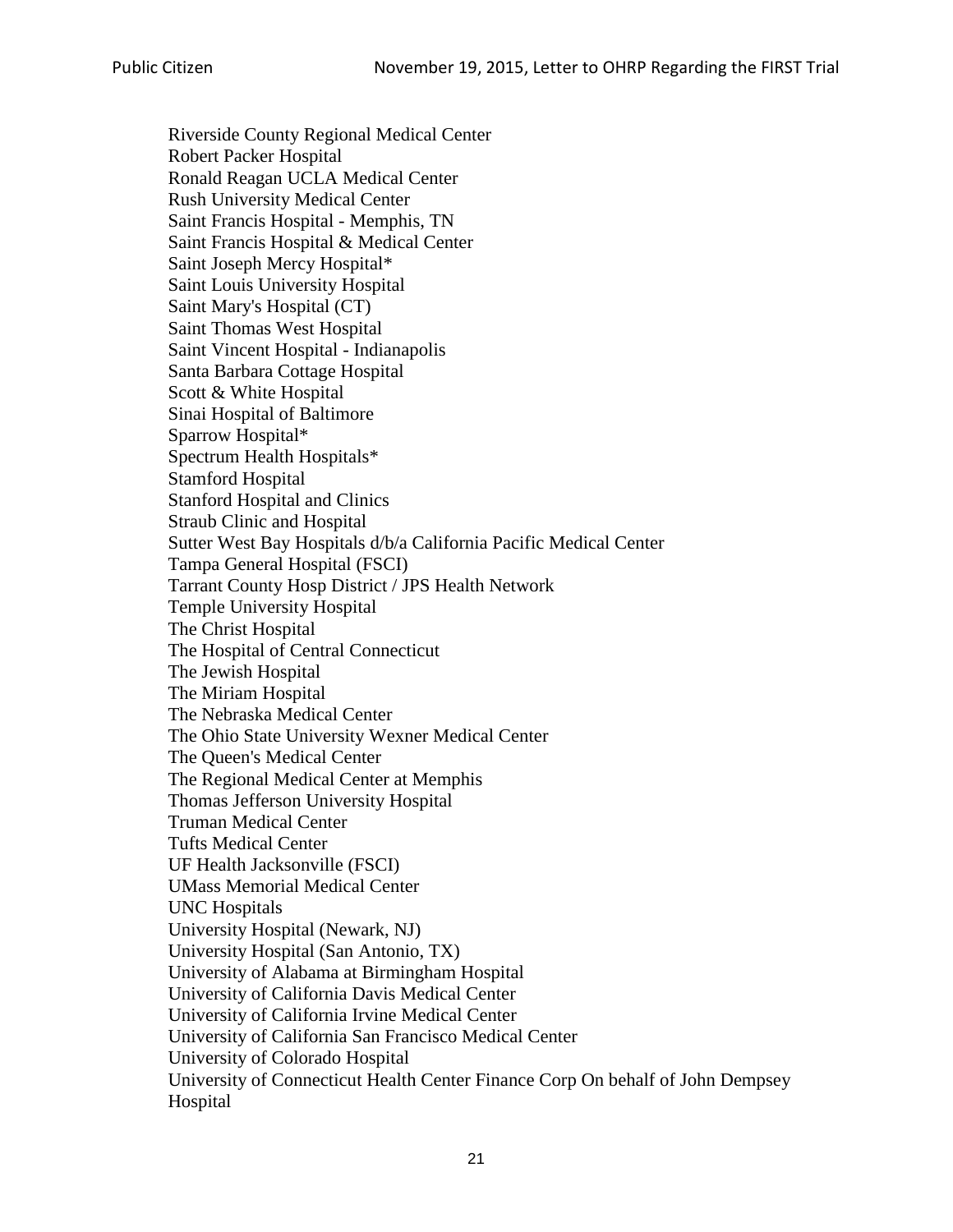Riverside County Regional Medical Center
Robert Packer Hospital
Ronald Reagan UCLA Medical Center
Rush University Medical Center
Saint Francis Hospital - Memphis, TN
Saint Francis Hospital & Medical Center
Saint Joseph Mercy Hospital*
Saint Louis University Hospital
Saint Mary's Hospital (CT)
Saint Thomas West Hospital
Saint Vincent Hospital - Indianapolis
Santa Barbara Cottage Hospital
Scott & White Hospital
Sinai Hospital of Baltimore
Sparrow Hospital*
Spectrum Health Hospitals*
Stamford Hospital
Stanford Hospital and Clinics
Straub Clinic and Hospital
Sutter West Bay Hospitals d/b/a California Pacific Medical Center
Tampa General Hospital (FSCI)
Tarrant County Hosp District / JPS Health Network
Temple University Hospital
The Christ Hospital
The Hospital of Central Connecticut
The Jewish Hospital
The Miriam Hospital
The Nebraska Medical Center
The Ohio State University Wexner Medical Center
The Queen's Medical Center
The Regional Medical Center at Memphis
Thomas Jefferson University Hospital
Truman Medical Center
Tufts Medical Center
UF Health Jacksonville (FSCI)
UMass Memorial Medical Center
UNC Hospitals
University Hospital (Newark, NJ)
University Hospital (San Antonio, TX)
University of Alabama at Birmingham Hospital
University of California Davis Medical Center
University of California Irvine Medical Center
University of California San Francisco Medical Center
University of Colorado Hospital
University of Connecticut Health Center Finance Corp On behalf of John Dempsey Hospital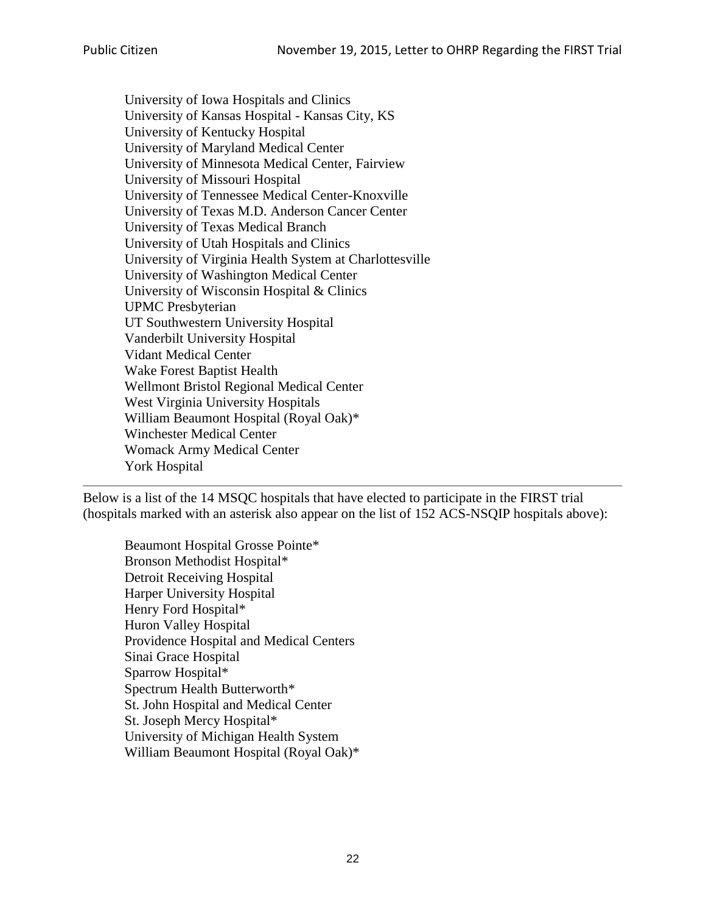University of Iowa Hospitals and Clinics
University of Kansas Hospital - Kansas City, KS
University of Kentucky Hospital
University of Maryland Medical Center
University of Minnesota Medical Center, Fairview
University of Missouri Hospital
University of Tennessee Medical Center-Knoxville
University of Texas M.D. Anderson Cancer Center
University of Texas Medical Branch
University of Utah Hospitals and Clinics
University of Virginia Health System at Charlottesville
University of Washington Medical Center
University of Wisconsin Hospital & Clinics
UPMC Presbyterian
UT Southwestern University Hospital
Vanderbilt University Hospital
Vidant Medical Center
Wake Forest Baptist Health
Wellmont Bristol Regional Medical Center
West Virginia University Hospitals
William Beaumont Hospital (Royal Oak)*
Winchester Medical Center
Womack Army Medical Center
York Hospital

---

Below is a list of the 14 MSQC hospitals that have elected to participate in the FIRST trial (hospitals marked with an asterisk also appear on the list of 152 ACS-NSQIP hospitals above):

Beaumont Hospital Grosse Pointe*
Bronson Methodist Hospital*
Detroit Receiving Hospital
Harper University Hospital
Henry Ford Hospital*
Huron Valley Hospital
Providence Hospital and Medical Centers
Sinai Grace Hospital
Sparrow Hospital*
Spectrum Health Butterworth*
St. John Hospital and Medical Center
St. Joseph Mercy Hospital*
University of Michigan Health System
William Beaumont Hospital (Royal Oak)*